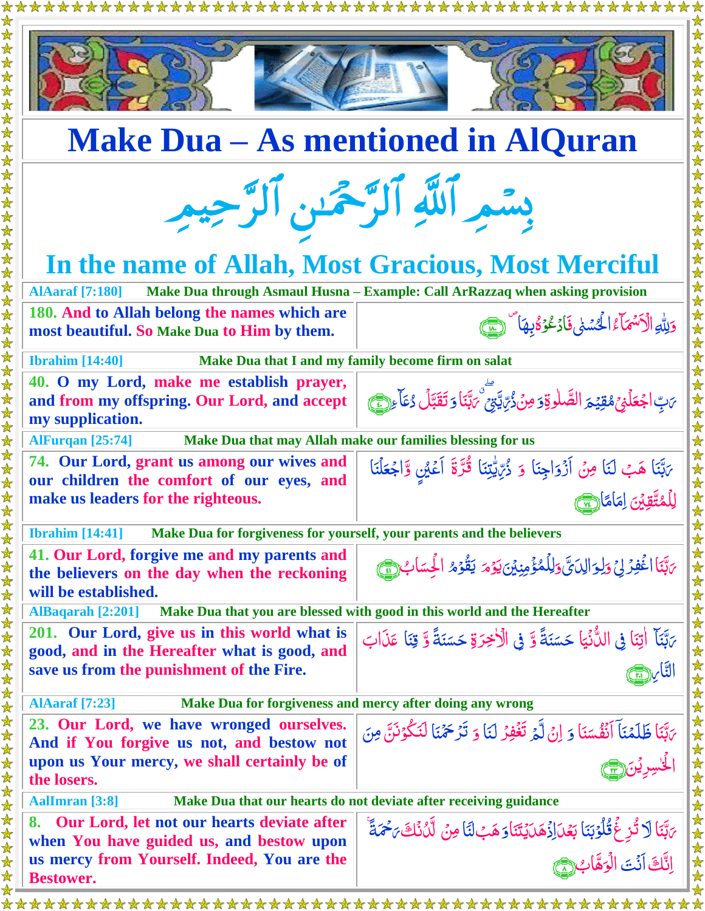# Make Dua – As mentioned in AlQuran

بِسْمِ ٱللَّهِ ٱلرَّحْمَٰنِ ٱلرَّحِيمِ

## In the name of Allah, Most Gracious, Most Merciful

**AlAaraf [7:180]** — **Make Dua through Asmaul Husna – Example: Call ArRazzaq when asking provision**

| | |
|---|---|
| **180. And to Allah belong the names which are most beautiful. So Make Dua to Him by them.** | وَلِلَّهِ الْأَسْمَآءُ الْحُسْنٰى فَادْعُوهُ بِهَا ﴿١٨٠﴾ |

**Ibrahim [14:40]** — **Make Dua that I and my family become firm on salat**

| | |
|---|---|
| **40. O my Lord, make me establish prayer, and from my offspring. Our Lord, and accept my supplication.** | رَبِّ اجْعَلْنِي مُقِيمَ الصَّلٰوةِ وَمِن ذُرِّيَّتِي رَبَّنَا وَتَقَبَّلْ دُعَآءِ ﴿٤٠﴾ |

**AlFurqan [25:74]** — **Make Dua that may Allah make our families blessing for us**

| | |
|---|---|
| **74. Our Lord, grant us among our wives and our children the comfort of our eyes, and make us leaders for the righteous.** | رَبَّنَا هَبْ لَنَا مِنْ أَزْوَاجِنَا وَ ذُرِّيّٰتِنَا قُرَّةَ أَعْيُنٍ وَّاجْعَلْنَا لِلْمُتَّقِينَ إِمَامًا ﴿٧٤﴾ |

**Ibrahim [14:41]** — **Make Dua for forgiveness for yourself, your parents and the believers**

| | |
|---|---|
| **41. Our Lord, forgive me and my parents and the believers on the day when the reckoning will be established.** | رَبَّنَا اغْفِرْ لِي وَلِوَالِدَيَّ وَلِلْمُؤْمِنِينَ يَوْمَ يَقُومُ الْحِسَابُ ﴿٤١﴾ |

**AlBaqarah [2:201]** — **Make Dua that you are blessed with good in this world and the Hereafter**

| | |
|---|---|
| **201. Our Lord, give us in this world what is good, and in the Hereafter what is good, and save us from the punishment of the Fire.** | رَبَّنَآ اٰتِنَا فِي الدُّنْيَا حَسَنَةً وَّ فِي الْاٰخِرَةِ حَسَنَةً وَّ قِنَا عَذَابَ النَّارِ ﴿٢٠١﴾ |

**AlAaraf [7:23]** — **Make Dua for forgiveness and mercy after doing any wrong**

| | |
|---|---|
| **23. Our Lord, we have wronged ourselves. And if You forgive us not, and bestow not upon us Your mercy, we shall certainly be of the losers.** | رَبَّنَا ظَلَمْنَآ أَنْفُسَنَا وَ إِنْ لَّمْ تَغْفِرْ لَنَا وَ تَرْحَمْنَا لَنَكُونَنَّ مِنَ الْخٰسِرِينَ ﴿٢٣﴾ |

**AalImran [3:8]** — **Make Dua that our hearts do not deviate after receiving guidance**

| | |
|---|---|
| **8. Our Lord, let not our hearts deviate after when You have guided us, and bestow upon us mercy from Yourself. Indeed, You are the Bestower.** | رَبَّنَا لَا تُزِغْ قُلُوبَنَا بَعْدَ إِذْ هَدَيْتَنَا وَهَبْ لَنَا مِن لَّدُنكَ رَحْمَةً إِنَّكَ أَنتَ الْوَهَّابُ ﴿٨﴾ |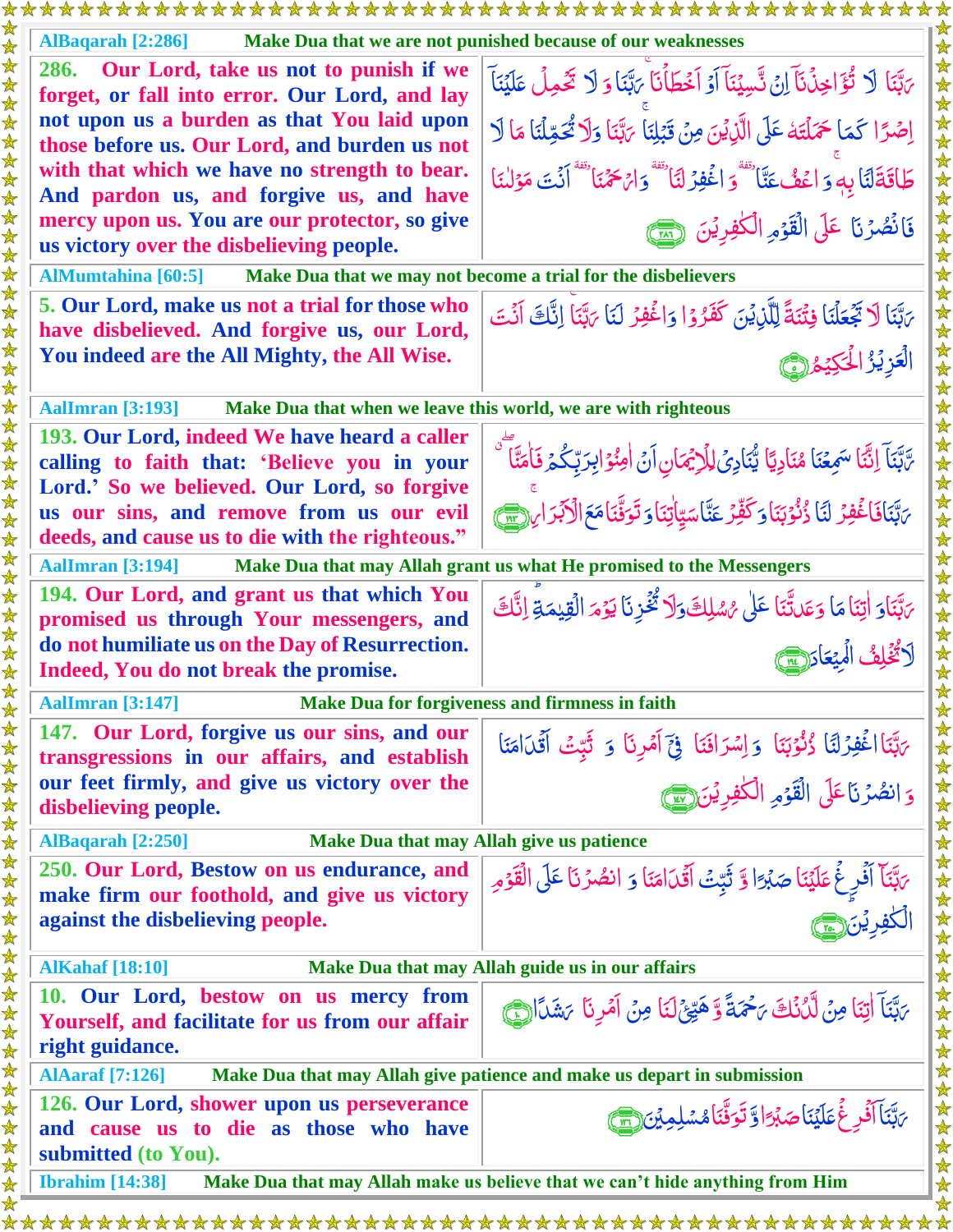**AlBaqarah [2:286]** — **Make Dua that we are not punished because of our weaknesses**

| | |
|---|---|
| **286. Our Lord, take us not to punish if we forget, or fall into error. Our Lord, and lay not upon us a burden as that You laid upon those before us. Our Lord, and burden us not with that which we have no strength to bear. And pardon us, and forgive us, and have mercy upon us. You are our protector, so give us victory over the disbelieving people.** | رَبَّنَا لَا تُؤَاخِذْنَآ اِنْ نَّسِيْنَآ اَوْ اَخْطَاْنَا ۚ رَبَّنَا وَلَا تَحْمِلْ عَلَيْنَآ اِصْرًا كَمَا حَمَلْتَهٗ عَلَى الَّذِيْنَ مِنْ قَبْلِنَا ۚ رَبَّنَا وَلَا تُحَمِّلْنَا مَا لَا طَاقَةَ لَنَا بِهٖ ۚ وَاعْفُ عَنَّا ۗ وَاغْفِرْ لَنَا ۗ وَارْحَمْنَا ۗ اَنْتَ مَوْلٰىنَا فَانْصُرْنَا عَلَى الْقَوْمِ الْكٰفِرِيْنَ ﴿٢٨٦﴾ |

**AlMumtahina [60:5]** — **Make Dua that we may not become a trial for the disbelievers**

| | |
|---|---|
| **5. Our Lord, make us not a trial for those who have disbelieved. And forgive us, our Lord, You indeed are the All Mighty, the All Wise.** | رَبَّنَا لَا تَجْعَلْنَا فِتْنَةً لِّلَّذِيْنَ كَفَرُوْا وَاغْفِرْ لَنَا رَبَّنَا ۚ اِنَّكَ اَنْتَ الْعَزِيْزُ الْحَكِيْمُ ﴿٥﴾ |

**AalImran [3:193]** — **Make Dua that when we leave this world, we are with righteous**

| | |
|---|---|
| **193. Our Lord, indeed We have heard a caller calling to faith that: 'Believe you in your Lord.' So we believed. Our Lord, so forgive us our sins, and remove from us our evil deeds, and cause us to die with the righteous."** | رَبَّنَآ اِنَّنَا سَمِعْنَا مُنَادِيًا يُّنَادِيْ لِلْاِيْمَانِ اَنْ اٰمِنُوْا بِرَبِّكُمْ فَاٰمَنَّا ۖ رَبَّنَا فَاغْفِرْ لَنَا ذُنُوْبَنَا وَكَفِّرْ عَنَّا سَيِّاٰتِنَا وَتَوَفَّنَا مَعَ الْاَبْرَارِ ﴿١٩٣﴾ |

**AalImran [3:194]** — **Make Dua that may Allah grant us what He promised to the Messengers**

| | |
|---|---|
| **194. Our Lord, and grant us that which You promised us through Your messengers, and do not humiliate us on the Day of Resurrection. Indeed, You do not break the promise.** | رَبَّنَا وَاٰتِنَا مَا وَعَدْتَّنَا عَلٰى رُسُلِكَ وَلَا تُخْزِنَا يَوْمَ الْقِيٰمَةِ ۗ اِنَّكَ لَا تُخْلِفُ الْمِيْعَادَ ﴿١٩٤﴾ |

**AalImran [3:147]** — **Make Dua for forgiveness and firmness in faith**

| | |
|---|---|
| **147. Our Lord, forgive us our sins, and our transgressions in our affairs, and establish our feet firmly, and give us victory over the disbelieving people.** | رَبَّنَا اغْفِرْ لَنَا ذُنُوْبَنَا وَاِسْرَافَنَا فِيْٓ اَمْرِنَا وَثَبِّتْ اَقْدَامَنَا وَانْصُرْنَا عَلَى الْقَوْمِ الْكٰفِرِيْنَ ﴿١٤٧﴾ |

**AlBaqarah [2:250]** — **Make Dua that may Allah give us patience**

| | |
|---|---|
| **250. Our Lord, Bestow on us endurance, and make firm our foothold, and give us victory against the disbelieving people.** | رَبَّنَآ اَفْرِغْ عَلَيْنَا صَبْرًا وَّثَبِّتْ اَقْدَامَنَا وَانْصُرْنَا عَلَى الْقَوْمِ الْكٰفِرِيْنَ ﴿٢٥٠﴾ |

**AlKahaf [18:10]** — **Make Dua that may Allah guide us in our affairs**

| | |
|---|---|
| **10. Our Lord, bestow on us mercy from Yourself, and facilitate for us from our affair right guidance.** | رَبَّنَآ اٰتِنَا مِنْ لَّدُنْكَ رَحْمَةً وَّهَيِّئْ لَنَا مِنْ اَمْرِنَا رَشَدًا ﴿١٠﴾ |

**AlAaraf [7:126]** — **Make Dua that may Allah give patience and make us depart in submission**

| | |
|---|---|
| **126. Our Lord, shower upon us perseverance and cause us to die as those who have submitted (to You).** | رَبَّنَآ اَفْرِغْ عَلَيْنَا صَبْرًا وَّتَوَفَّنَا مُسْلِمِيْنَ ﴿١٢٦﴾ |

**Ibrahim [14:38]** — **Make Dua that may Allah make us believe that we can't hide anything from Him**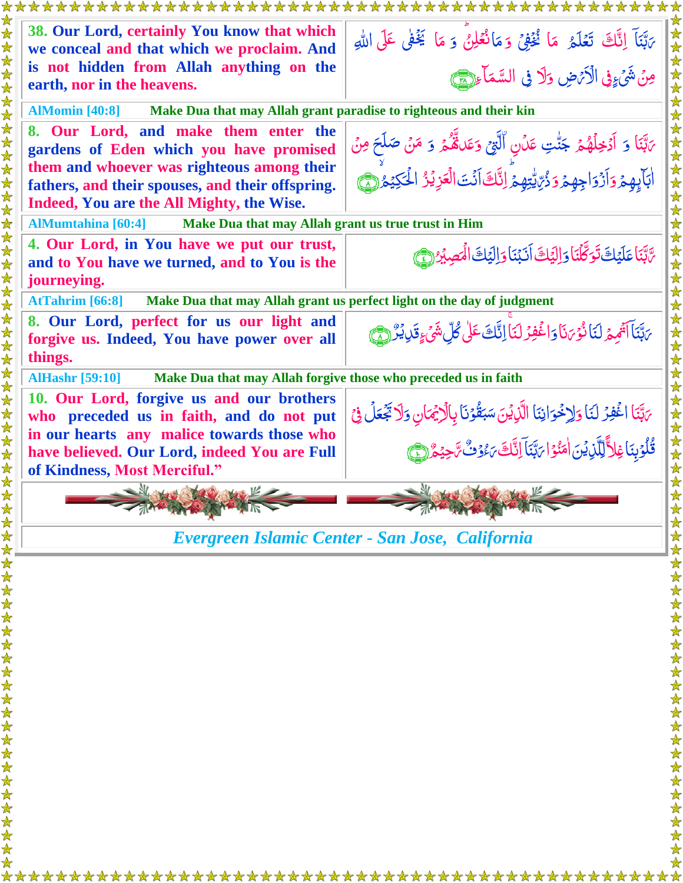| | |
|---|---|
| 38. Our Lord, certainly You know that which we conceal and that which we proclaim. And is not hidden from Allah anything on the earth, nor in the heavens. | رَبَّنَآ اِنَّكَ تَعۡلَمُ مَا نُخۡفِىۡ وَمَا نُعۡلِنُ ؕ وَمَا يَخۡفٰى عَلَى اللّٰهِ مِنۡ شَىۡءٍ فِى الۡاَرۡضِ وَلَا فِى السَّمَآءِ ﴿۳۸﴾ |

**AlMomin [40:8]** Make Dua that may Allah grant paradise to righteous and their kin

| | |
|---|---|
| 8. Our Lord, and make them enter the gardens of Eden which you have promised them and whoever was righteous among their fathers, and their spouses, and their offspring. Indeed, You are the All Mighty, the Wise. | رَبَّنَا وَ اَدۡخِلۡهُمۡ جَنّٰتِ عَدۡنِ ۣ الَّتِىۡ وَعَدْتَّهُمۡ وَمَنۡ صَلَحَ مِنۡ اٰبَآئِهِمۡ وَاَزۡوَاجِهِمۡ وَذُرِّيّٰتِهِمۡ ؕ اِنَّكَ اَنۡتَ الۡعَزِيۡزُ الۡحَكِيۡمُ ۙ ﴿۸﴾ |

**AlMumtahina [60:4]** Make Dua that may Allah grant us true trust in Him

| | |
|---|---|
| 4. Our Lord, in You have we put our trust, and to You have we turned, and to You is the journeying. | رَبَّنَا عَلَيۡكَ تَوَكَّلۡنَا وَاِلَيۡكَ اَنَبۡنَا وَاِلَيۡكَ الۡمَصِيۡرُ ﴿۴﴾ |

**AtTahrim [66:8]** Make Dua that may Allah grant us perfect light on the day of judgment

| | |
|---|---|
| 8. Our Lord, perfect for us our light and forgive us. Indeed, You have power over all things. | رَبَّنَاۤ اَتۡمِمۡ لَنَا نُوۡرَنَا وَاغۡفِرۡ لَنَا ۚ اِنَّكَ عَلٰى كُلِّ شَىۡءٍ قَدِيۡرٌ ﴿۸﴾ |

**AlHashr [59:10]** Make Dua that may Allah forgive those who preceded us in faith

| | |
|---|---|
| 10. Our Lord, forgive us and our brothers who preceded us in faith, and do not put in our hearts any malice towards those who have believed. Our Lord, indeed You are Full of Kindness, Most Merciful." | رَبَّنَا اغۡفِرۡ لَـنَا وَلِاِخۡوَانِنَا الَّذِيۡنَ سَبَقُوۡنَا بِالۡاِيۡمَانِ وَلَا تَجۡعَلۡ فِىۡ قُلُوۡبِنَا غِلًّا لِّلَّذِيۡنَ اٰمَنُوۡا رَبَّنَاۤ اِنَّكَ رَءُوۡفٌ رَّحِيۡمٌ ﴿۱۰﴾ |

*Evergreen Islamic Center - San Jose, California*